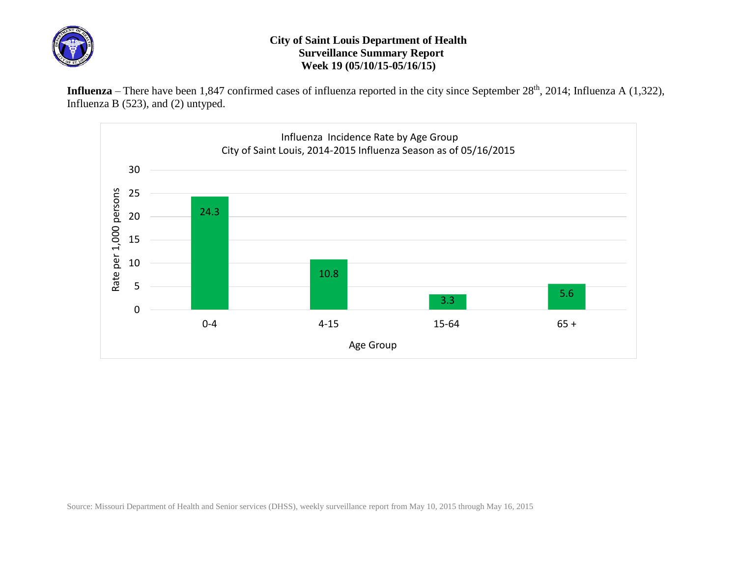# City of Saint Louis Department of Health
## Surveillance Summary Report
## Week 19 (05/10/15-05/16/15)

**Influenza** – There have been 1,847 confirmed cases of influenza reported in the city since September 28th, 2014; Influenza A (1,322), Influenza B (523), and (2) untyped.

Influenza Incidence Rate by Age Group
City of Saint Louis, 2014-2015 Influenza Season as of 05/16/2015

| Age Group | Rate per 1,000 persons |
| --- | --- |
| 0-4 | 24.3 |
| 4-15 | 10.8 |
| 15-64 | 3.3 |
| 65 + | 5.6 |

Source: Missouri Department of Health and Senior services (DHSS), weekly surveillance report from May 10, 2015 through May 16, 2015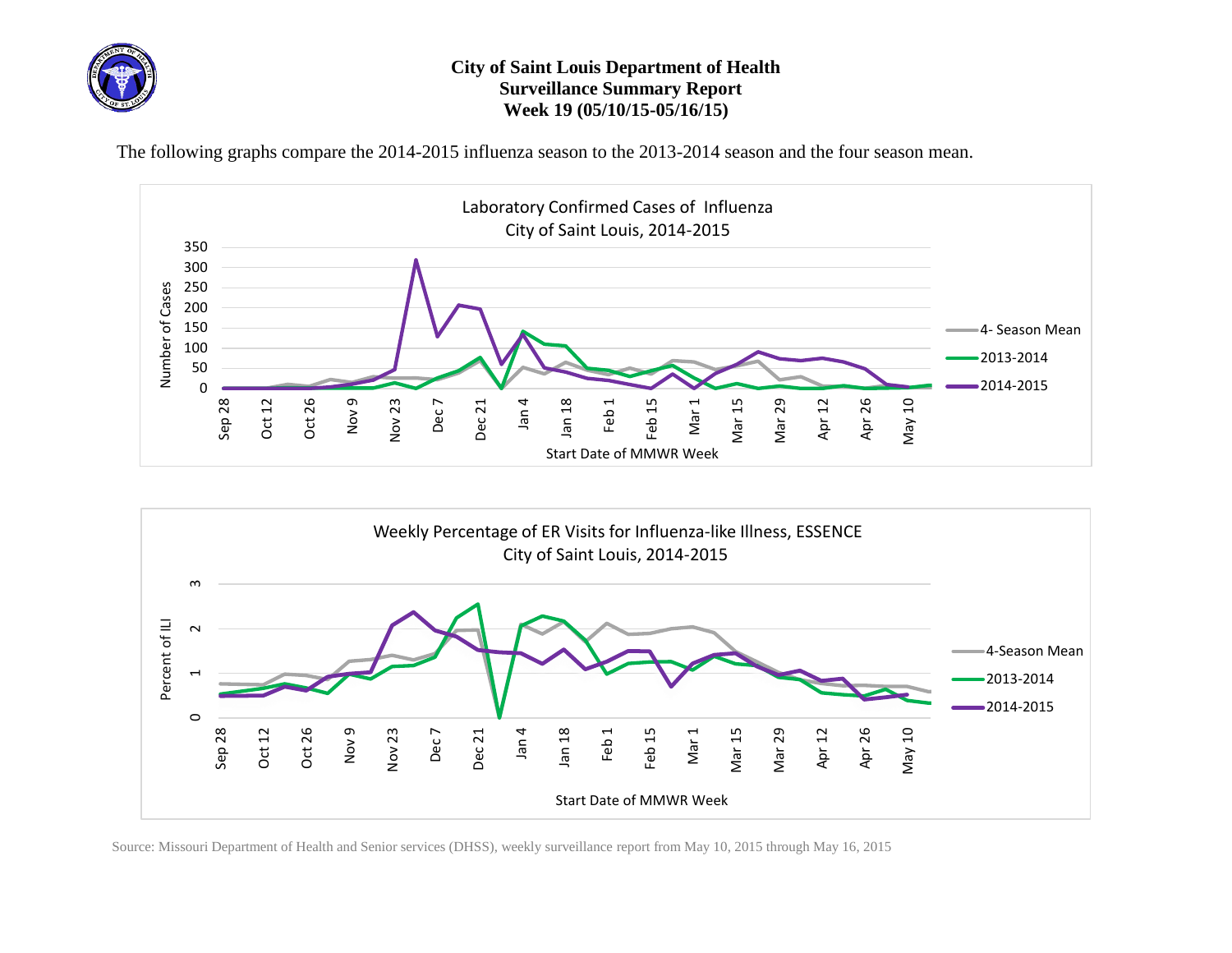**City of Saint Louis Department of Health**
**Surveillance Summary Report**
**Week 19 (05/10/15-05/16/15)**

The following graphs compare the 2014-2015 influenza season to the 2013-2014 season and the four season mean.

Laboratory Confirmed Cases of Influenza
City of Saint Louis, 2014-2015

Number of Cases

350
300
250
200
150
100
50
0

Sep 28
Oct 12
Oct 26
Nov 9
Nov 23
Dec 7
Dec 21
Jan 4
Jan 18
Feb 1
Feb 15
Mar 1
Mar 15
Mar 29
Apr 12
Apr 26
May 10

Start Date of MMWR Week

4- Season Mean
2013-2014
2014-2015

Weekly Percentage of ER Visits for Influenza-like Illness, ESSENCE
City of Saint Louis, 2014-2015

Percent of ILI

3
2
1
0

Sep 28
Oct 12
Oct 26
Nov 9
Nov 23
Dec 7
Dec 21
Jan 4
Jan 18
Feb 1
Feb 15
Mar 1
Mar 15
Mar 29
Apr 12
Apr 26
May 10

Start Date of MMWR Week

4-Season Mean
2013-2014
2014-2015

Source: Missouri Department of Health and Senior services (DHSS), weekly surveillance report from May 10, 2015 through May 16, 2015